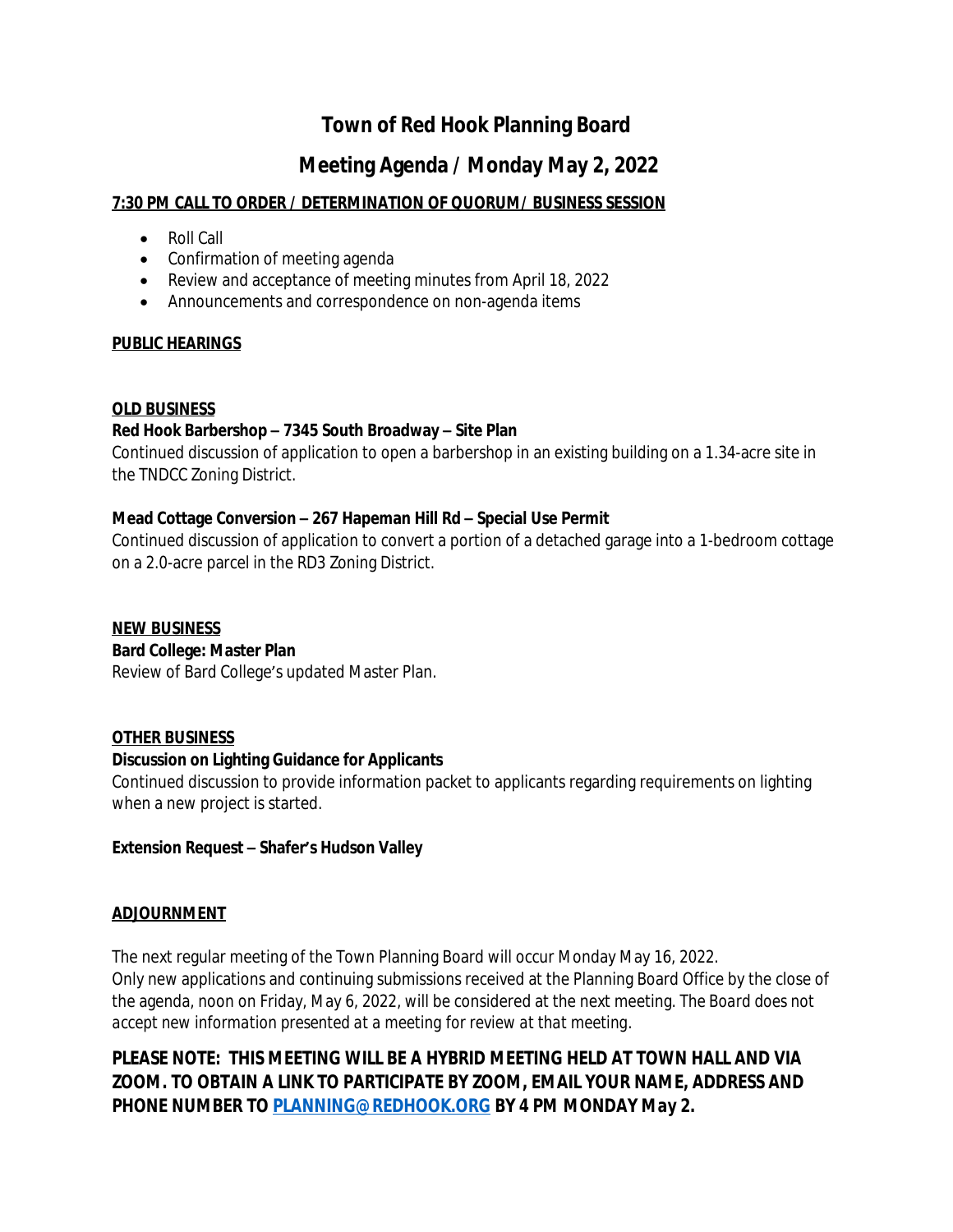# Town of Red Hook Planning Board

## Meeting Agenda / Monday May 2, 2022

**7:30 PM CALL TO ORDER / DETERMINATION OF QUORUM/ BUSINESS SESSION**

- Roll Call
- Confirmation of meeting agenda
- Review and acceptance of meeting minutes from April 18, 2022
- Announcements and correspondence on non-agenda items

**PUBLIC HEARINGS**

**OLD BUSINESS**

**Red Hook Barbershop – 7345 South Broadway – Site Plan**

Continued discussion of application to open a barbershop in an existing building on a 1.34-acre site in the TNDCC Zoning District.

**Mead Cottage Conversion – 267 Hapeman Hill Rd – Special Use Permit**

Continued discussion of application to convert a portion of a detached garage into a 1-bedroom cottage on a 2.0-acre parcel in the RD3 Zoning District.

**NEW BUSINESS**

**Bard College: Master Plan**

Review of Bard College's updated Master Plan.

**OTHER BUSINESS**

**Discussion on Lighting Guidance for Applicants**

Continued discussion to provide information packet to applicants regarding requirements on lighting when a new project is started.

**Extension Request – Shafer's Hudson Valley**

**ADJOURNMENT**

The next regular meeting of the Town Planning Board will occur Monday May 16, 2022.
Only new applications and continuing submissions received at the Planning Board Office by the close of the agenda, noon on Friday, May 6, 2022, will be considered at the next meeting. *The Board does not accept new information presented at a meeting for review at that meeting.*

**PLEASE NOTE: THIS MEETING WILL BE A HYBRID MEETING HELD AT TOWN HALL AND VIA ZOOM. TO OBTAIN A LINK TO PARTICIPATE BY ZOOM, EMAIL YOUR NAME, ADDRESS AND PHONE NUMBER TO PLANNING@REDHOOK.ORG BY 4 PM MONDAY May 2.**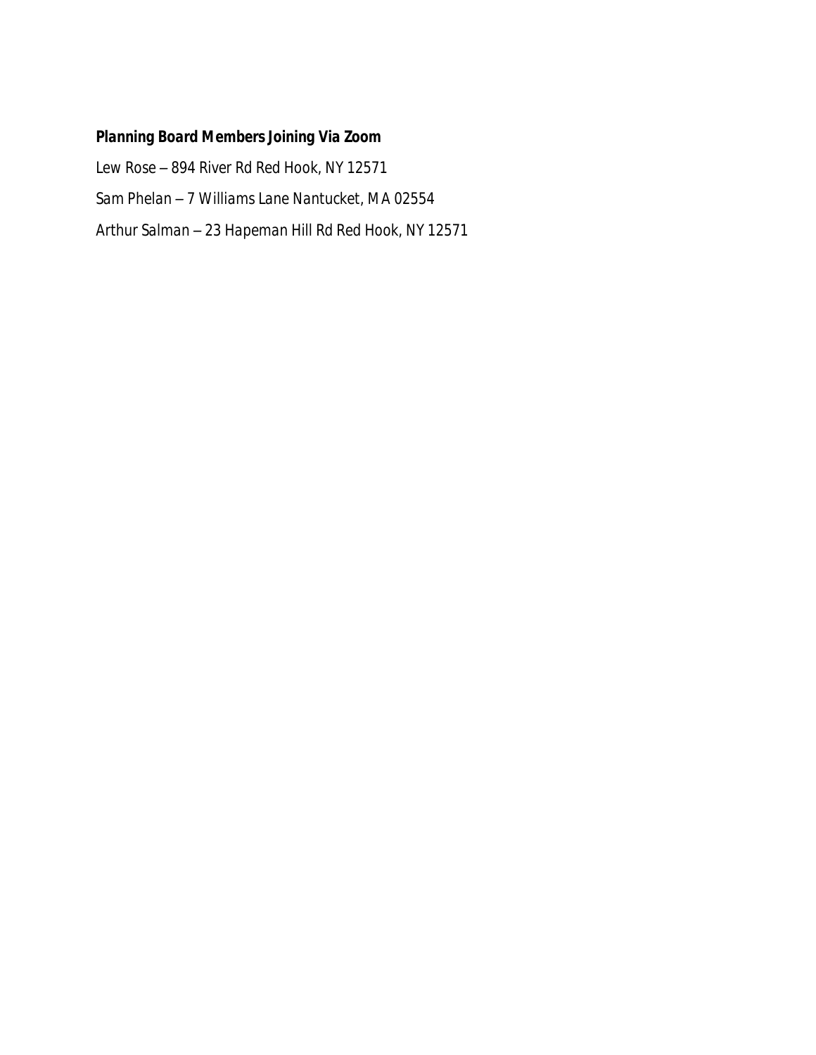***Planning Board Members Joining Via Zoom***

*Lew Rose – 894 River Rd Red Hook, NY 12571*

*Sam Phelan – 7 Williams Lane Nantucket, MA 02554*

*Arthur Salman – 23 Hapeman Hill Rd Red Hook, NY 12571*